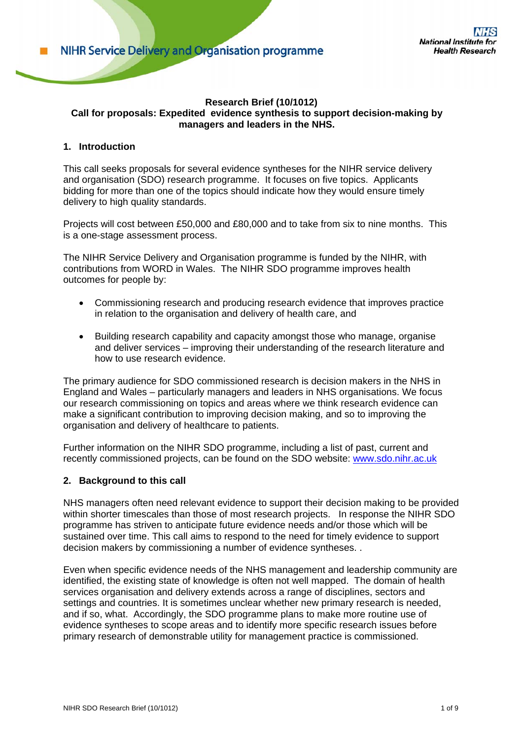NIHR Service Delivery and Organisation programme

National Institute for Health Research

**Research Brief (10/1012)**
**Call for proposals: Expedited evidence synthesis to support decision-making by managers and leaders in the NHS.**

## 1. Introduction

This call seeks proposals for several evidence syntheses for the NIHR service delivery and organisation (SDO) research programme. It focuses on five topics. Applicants bidding for more than one of the topics should indicate how they would ensure timely delivery to high quality standards.

Projects will cost between £50,000 and £80,000 and to take from six to nine months. This is a one-stage assessment process.

The NIHR Service Delivery and Organisation programme is funded by the NIHR, with contributions from WORD in Wales. The NIHR SDO programme improves health outcomes for people by:

- Commissioning research and producing research evidence that improves practice in relation to the organisation and delivery of health care, and
- Building research capability and capacity amongst those who manage, organise and deliver services – improving their understanding of the research literature and how to use research evidence.

The primary audience for SDO commissioned research is decision makers in the NHS in England and Wales – particularly managers and leaders in NHS organisations. We focus our research commissioning on topics and areas where we think research evidence can make a significant contribution to improving decision making, and so to improving the organisation and delivery of healthcare to patients.

Further information on the NIHR SDO programme, including a list of past, current and recently commissioned projects, can be found on the SDO website: www.sdo.nihr.ac.uk

## 2. Background to this call

NHS managers often need relevant evidence to support their decision making to be provided within shorter timescales than those of most research projects. In response the NIHR SDO programme has striven to anticipate future evidence needs and/or those which will be sustained over time. This call aims to respond to the need for timely evidence to support decision makers by commissioning a number of evidence syntheses. .

Even when specific evidence needs of the NHS management and leadership community are identified, the existing state of knowledge is often not well mapped. The domain of health services organisation and delivery extends across a range of disciplines, sectors and settings and countries. It is sometimes unclear whether new primary research is needed, and if so, what. Accordingly, the SDO programme plans to make more routine use of evidence syntheses to scope areas and to identify more specific research issues before primary research of demonstrable utility for management practice is commissioned.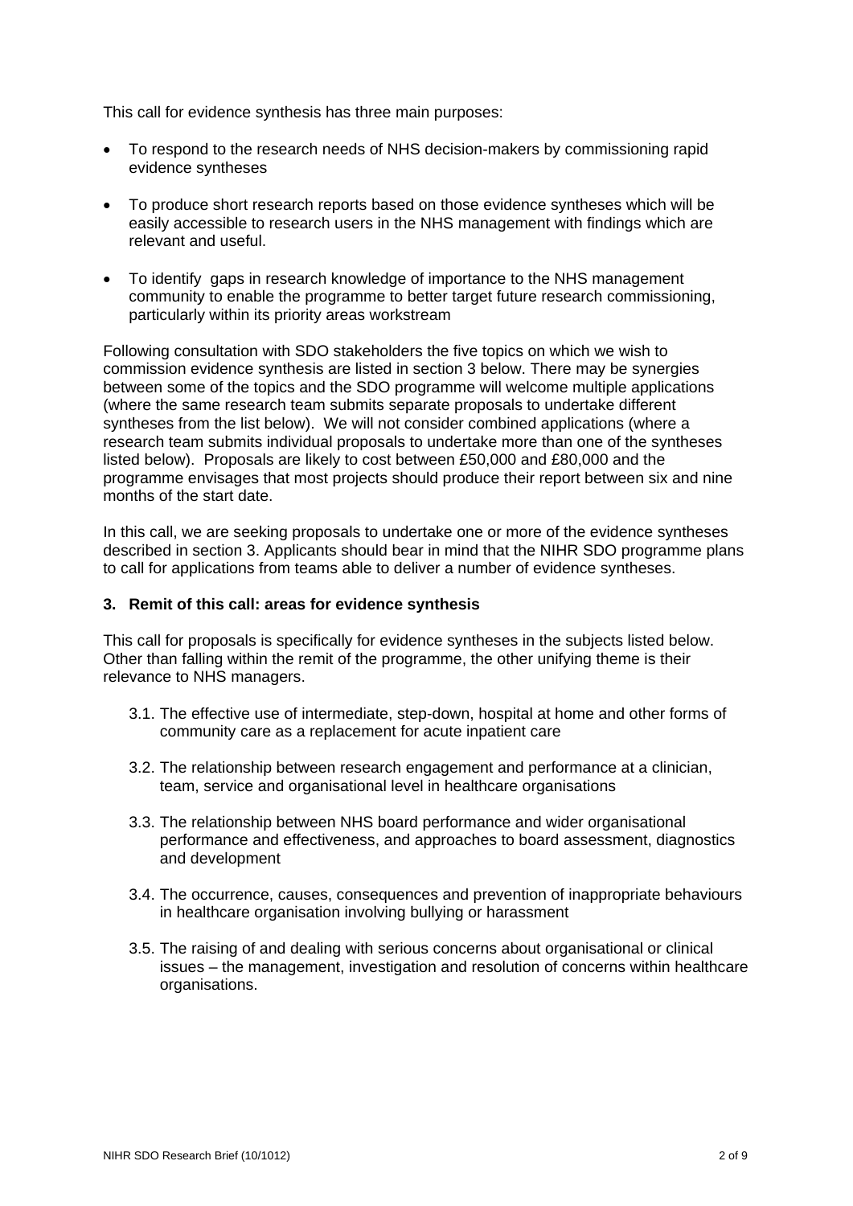This call for evidence synthesis has three main purposes:

- To respond to the research needs of NHS decision-makers by commissioning rapid evidence syntheses
- To produce short research reports based on those evidence syntheses which will be easily accessible to research users in the NHS management with findings which are relevant and useful.
- To identify gaps in research knowledge of importance to the NHS management community to enable the programme to better target future research commissioning, particularly within its priority areas workstream

Following consultation with SDO stakeholders the five topics on which we wish to commission evidence synthesis are listed in section 3 below. There may be synergies between some of the topics and the SDO programme will welcome multiple applications (where the same research team submits separate proposals to undertake different syntheses from the list below). We will not consider combined applications (where a research team submits individual proposals to undertake more than one of the syntheses listed below). Proposals are likely to cost between £50,000 and £80,000 and the programme envisages that most projects should produce their report between six and nine months of the start date.

In this call, we are seeking proposals to undertake one or more of the evidence syntheses described in section 3. Applicants should bear in mind that the NIHR SDO programme plans to call for applications from teams able to deliver a number of evidence syntheses.

### 3. Remit of this call: areas for evidence synthesis

This call for proposals is specifically for evidence syntheses in the subjects listed below. Other than falling within the remit of the programme, the other unifying theme is their relevance to NHS managers.

3.1. The effective use of intermediate, step-down, hospital at home and other forms of community care as a replacement for acute inpatient care

3.2. The relationship between research engagement and performance at a clinician, team, service and organisational level in healthcare organisations

3.3. The relationship between NHS board performance and wider organisational performance and effectiveness, and approaches to board assessment, diagnostics and development

3.4. The occurrence, causes, consequences and prevention of inappropriate behaviours in healthcare organisation involving bullying or harassment

3.5. The raising of and dealing with serious concerns about organisational or clinical issues – the management, investigation and resolution of concerns within healthcare organisations.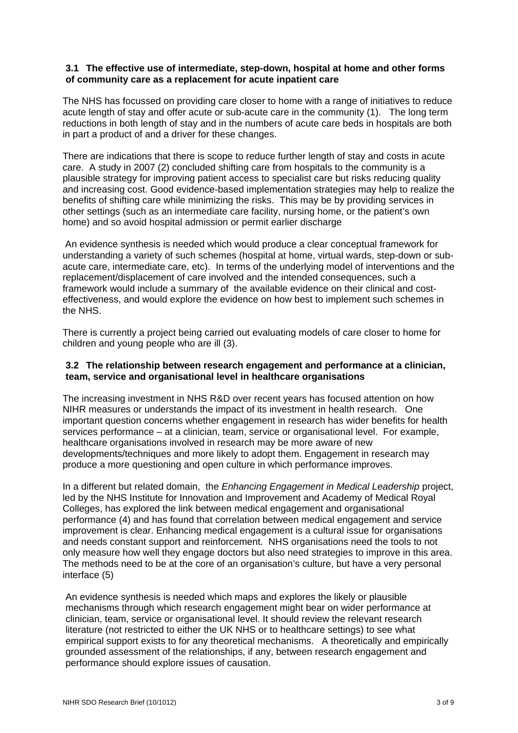### 3.1 The effective use of intermediate, step-down, hospital at home and other forms of community care as a replacement for acute inpatient care

The NHS has focussed on providing care closer to home with a range of initiatives to reduce acute length of stay and offer acute or sub-acute care in the community (1). The long term reductions in both length of stay and in the numbers of acute care beds in hospitals are both in part a product of and a driver for these changes.

There are indications that there is scope to reduce further length of stay and costs in acute care. A study in 2007 (2) concluded shifting care from hospitals to the community is a plausible strategy for improving patient access to specialist care but risks reducing quality and increasing cost. Good evidence-based implementation strategies may help to realize the benefits of shifting care while minimizing the risks. This may be by providing services in other settings (such as an intermediate care facility, nursing home, or the patient's own home) and so avoid hospital admission or permit earlier discharge

An evidence synthesis is needed which would produce a clear conceptual framework for understanding a variety of such schemes (hospital at home, virtual wards, step-down or sub-acute care, intermediate care, etc). In terms of the underlying model of interventions and the replacement/displacement of care involved and the intended consequences, such a framework would include a summary of the available evidence on their clinical and cost-effectiveness, and would explore the evidence on how best to implement such schemes in the NHS.

There is currently a project being carried out evaluating models of care closer to home for children and young people who are ill (3).

### 3.2 The relationship between research engagement and performance at a clinician, team, service and organisational level in healthcare organisations

The increasing investment in NHS R&D over recent years has focused attention on how NIHR measures or understands the impact of its investment in health research. One important question concerns whether engagement in research has wider benefits for health services performance – at a clinician, team, service or organisational level. For example, healthcare organisations involved in research may be more aware of new developments/techniques and more likely to adopt them. Engagement in research may produce a more questioning and open culture in which performance improves.

In a different but related domain, the *Enhancing Engagement in Medical Leadership* project, led by the NHS Institute for Innovation and Improvement and Academy of Medical Royal Colleges, has explored the link between medical engagement and organisational performance (4) and has found that correlation between medical engagement and service improvement is clear. Enhancing medical engagement is a cultural issue for organisations and needs constant support and reinforcement. NHS organisations need the tools to not only measure how well they engage doctors but also need strategies to improve in this area. The methods need to be at the core of an organisation's culture, but have a very personal interface (5)

An evidence synthesis is needed which maps and explores the likely or plausible mechanisms through which research engagement might bear on wider performance at clinician, team, service or organisational level. It should review the relevant research literature (not restricted to either the UK NHS or to healthcare settings) to see what empirical support exists to for any theoretical mechanisms. A theoretically and empirically grounded assessment of the relationships, if any, between research engagement and performance should explore issues of causation.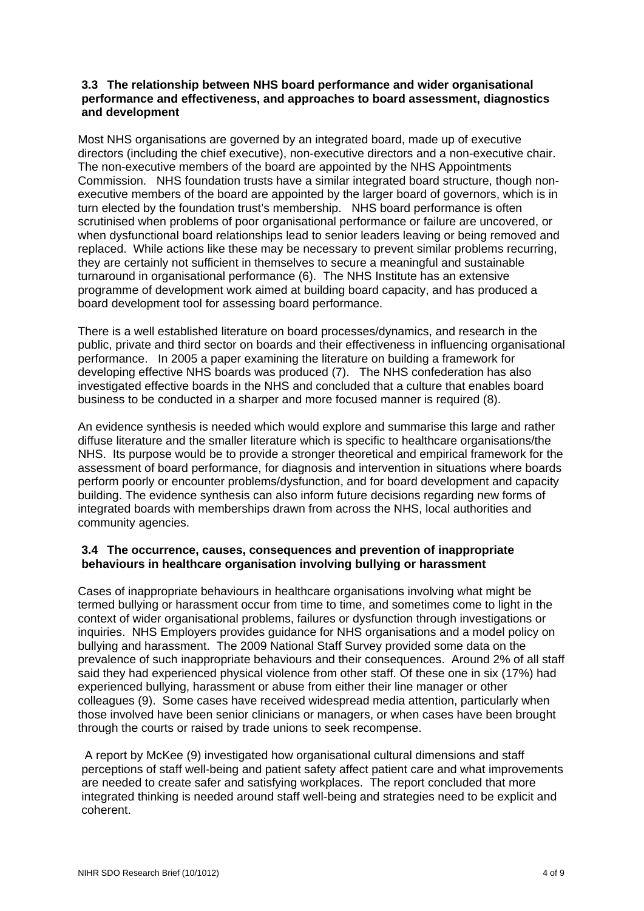### 3.3 The relationship between NHS board performance and wider organisational performance and effectiveness, and approaches to board assessment, diagnostics and development

Most NHS organisations are governed by an integrated board, made up of executive directors (including the chief executive), non-executive directors and a non-executive chair. The non-executive members of the board are appointed by the NHS Appointments Commission. NHS foundation trusts have a similar integrated board structure, though non-executive members of the board are appointed by the larger board of governors, which is in turn elected by the foundation trust's membership. NHS board performance is often scrutinised when problems of poor organisational performance or failure are uncovered, or when dysfunctional board relationships lead to senior leaders leaving or being removed and replaced. While actions like these may be necessary to prevent similar problems recurring, they are certainly not sufficient in themselves to secure a meaningful and sustainable turnaround in organisational performance (6). The NHS Institute has an extensive programme of development work aimed at building board capacity, and has produced a board development tool for assessing board performance.

There is a well established literature on board processes/dynamics, and research in the public, private and third sector on boards and their effectiveness in influencing organisational performance. In 2005 a paper examining the literature on building a framework for developing effective NHS boards was produced (7). The NHS confederation has also investigated effective boards in the NHS and concluded that a culture that enables board business to be conducted in a sharper and more focused manner is required (8).

An evidence synthesis is needed which would explore and summarise this large and rather diffuse literature and the smaller literature which is specific to healthcare organisations/the NHS. Its purpose would be to provide a stronger theoretical and empirical framework for the assessment of board performance, for diagnosis and intervention in situations where boards perform poorly or encounter problems/dysfunction, and for board development and capacity building. The evidence synthesis can also inform future decisions regarding new forms of integrated boards with memberships drawn from across the NHS, local authorities and community agencies.

### 3.4 The occurrence, causes, consequences and prevention of inappropriate behaviours in healthcare organisation involving bullying or harassment

Cases of inappropriate behaviours in healthcare organisations involving what might be termed bullying or harassment occur from time to time, and sometimes come to light in the context of wider organisational problems, failures or dysfunction through investigations or inquiries. NHS Employers provides guidance for NHS organisations and a model policy on bullying and harassment. The 2009 National Staff Survey provided some data on the prevalence of such inappropriate behaviours and their consequences. Around 2% of all staff said they had experienced physical violence from other staff. Of these one in six (17%) had experienced bullying, harassment or abuse from either their line manager or other colleagues (9). Some cases have received widespread media attention, particularly when those involved have been senior clinicians or managers, or when cases have been brought through the courts or raised by trade unions to seek recompense.

A report by McKee (9) investigated how organisational cultural dimensions and staff perceptions of staff well-being and patient safety affect patient care and what improvements are needed to create safer and satisfying workplaces. The report concluded that more integrated thinking is needed around staff well-being and strategies need to be explicit and coherent.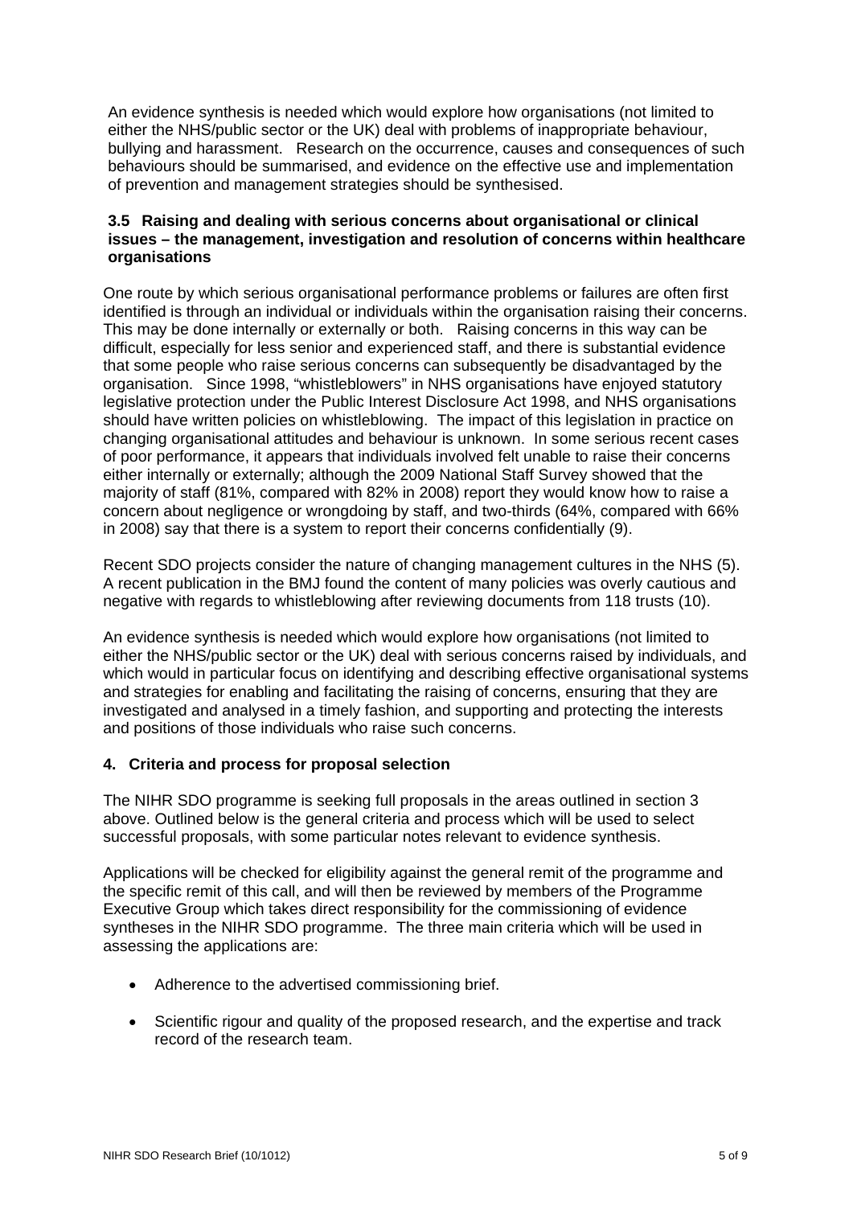An evidence synthesis is needed which would explore how organisations (not limited to either the NHS/public sector or the UK) deal with problems of inappropriate behaviour, bullying and harassment. Research on the occurrence, causes and consequences of such behaviours should be summarised, and evidence on the effective use and implementation of prevention and management strategies should be synthesised.

### 3.5 Raising and dealing with serious concerns about organisational or clinical issues – the management, investigation and resolution of concerns within healthcare organisations

One route by which serious organisational performance problems or failures are often first identified is through an individual or individuals within the organisation raising their concerns. This may be done internally or externally or both. Raising concerns in this way can be difficult, especially for less senior and experienced staff, and there is substantial evidence that some people who raise serious concerns can subsequently be disadvantaged by the organisation. Since 1998, "whistleblowers" in NHS organisations have enjoyed statutory legislative protection under the Public Interest Disclosure Act 1998, and NHS organisations should have written policies on whistleblowing. The impact of this legislation in practice on changing organisational attitudes and behaviour is unknown. In some serious recent cases of poor performance, it appears that individuals involved felt unable to raise their concerns either internally or externally; although the 2009 National Staff Survey showed that the majority of staff (81%, compared with 82% in 2008) report they would know how to raise a concern about negligence or wrongdoing by staff, and two-thirds (64%, compared with 66% in 2008) say that there is a system to report their concerns confidentially (9).

Recent SDO projects consider the nature of changing management cultures in the NHS (5). A recent publication in the BMJ found the content of many policies was overly cautious and negative with regards to whistleblowing after reviewing documents from 118 trusts (10).

An evidence synthesis is needed which would explore how organisations (not limited to either the NHS/public sector or the UK) deal with serious concerns raised by individuals, and which would in particular focus on identifying and describing effective organisational systems and strategies for enabling and facilitating the raising of concerns, ensuring that they are investigated and analysed in a timely fashion, and supporting and protecting the interests and positions of those individuals who raise such concerns.

## 4. Criteria and process for proposal selection

The NIHR SDO programme is seeking full proposals in the areas outlined in section 3 above. Outlined below is the general criteria and process which will be used to select successful proposals, with some particular notes relevant to evidence synthesis.

Applications will be checked for eligibility against the general remit of the programme and the specific remit of this call, and will then be reviewed by members of the Programme Executive Group which takes direct responsibility for the commissioning of evidence syntheses in the NIHR SDO programme. The three main criteria which will be used in assessing the applications are:

- Adherence to the advertised commissioning brief.
- Scientific rigour and quality of the proposed research, and the expertise and track record of the research team.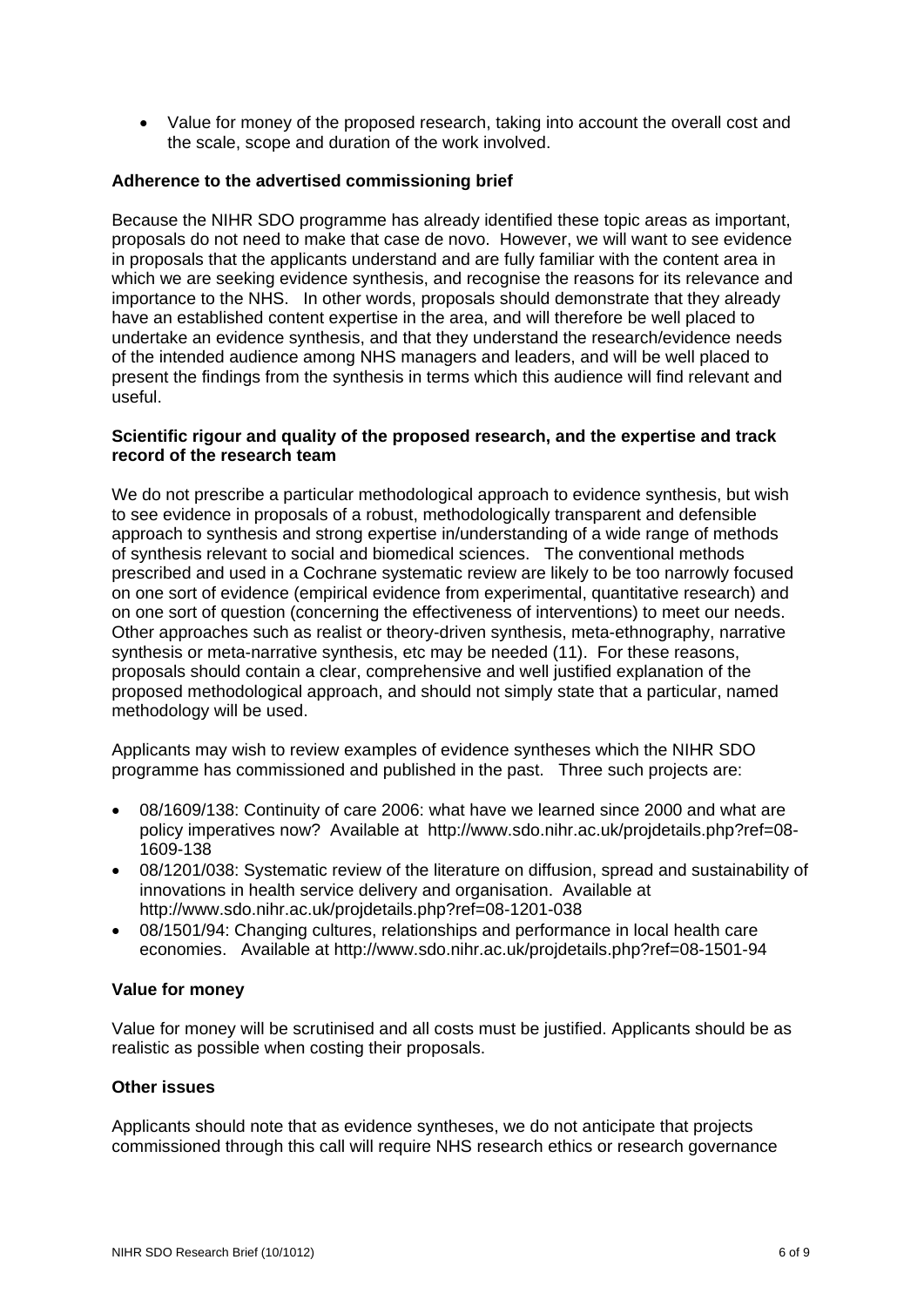- Value for money of the proposed research, taking into account the overall cost and the scale, scope and duration of the work involved.

**Adherence to the advertised commissioning brief**

Because the NIHR SDO programme has already identified these topic areas as important, proposals do not need to make that case de novo. However, we will want to see evidence in proposals that the applicants understand and are fully familiar with the content area in which we are seeking evidence synthesis, and recognise the reasons for its relevance and importance to the NHS. In other words, proposals should demonstrate that they already have an established content expertise in the area, and will therefore be well placed to undertake an evidence synthesis, and that they understand the research/evidence needs of the intended audience among NHS managers and leaders, and will be well placed to present the findings from the synthesis in terms which this audience will find relevant and useful.

**Scientific rigour and quality of the proposed research, and the expertise and track record of the research team**

We do not prescribe a particular methodological approach to evidence synthesis, but wish to see evidence in proposals of a robust, methodologically transparent and defensible approach to synthesis and strong expertise in/understanding of a wide range of methods of synthesis relevant to social and biomedical sciences. The conventional methods prescribed and used in a Cochrane systematic review are likely to be too narrowly focused on one sort of evidence (empirical evidence from experimental, quantitative research) and on one sort of question (concerning the effectiveness of interventions) to meet our needs. Other approaches such as realist or theory-driven synthesis, meta-ethnography, narrative synthesis or meta-narrative synthesis, etc may be needed (11). For these reasons, proposals should contain a clear, comprehensive and well justified explanation of the proposed methodological approach, and should not simply state that a particular, named methodology will be used.

Applicants may wish to review examples of evidence syntheses which the NIHR SDO programme has commissioned and published in the past. Three such projects are:

- 08/1609/138: Continuity of care 2006: what have we learned since 2000 and what are policy imperatives now? Available at http://www.sdo.nihr.ac.uk/projdetails.php?ref=08-1609-138
- 08/1201/038: Systematic review of the literature on diffusion, spread and sustainability of innovations in health service delivery and organisation. Available at http://www.sdo.nihr.ac.uk/projdetails.php?ref=08-1201-038
- 08/1501/94: Changing cultures, relationships and performance in local health care economies. Available at http://www.sdo.nihr.ac.uk/projdetails.php?ref=08-1501-94

**Value for money**

Value for money will be scrutinised and all costs must be justified. Applicants should be as realistic as possible when costing their proposals.

**Other issues**

Applicants should note that as evidence syntheses, we do not anticipate that projects commissioned through this call will require NHS research ethics or research governance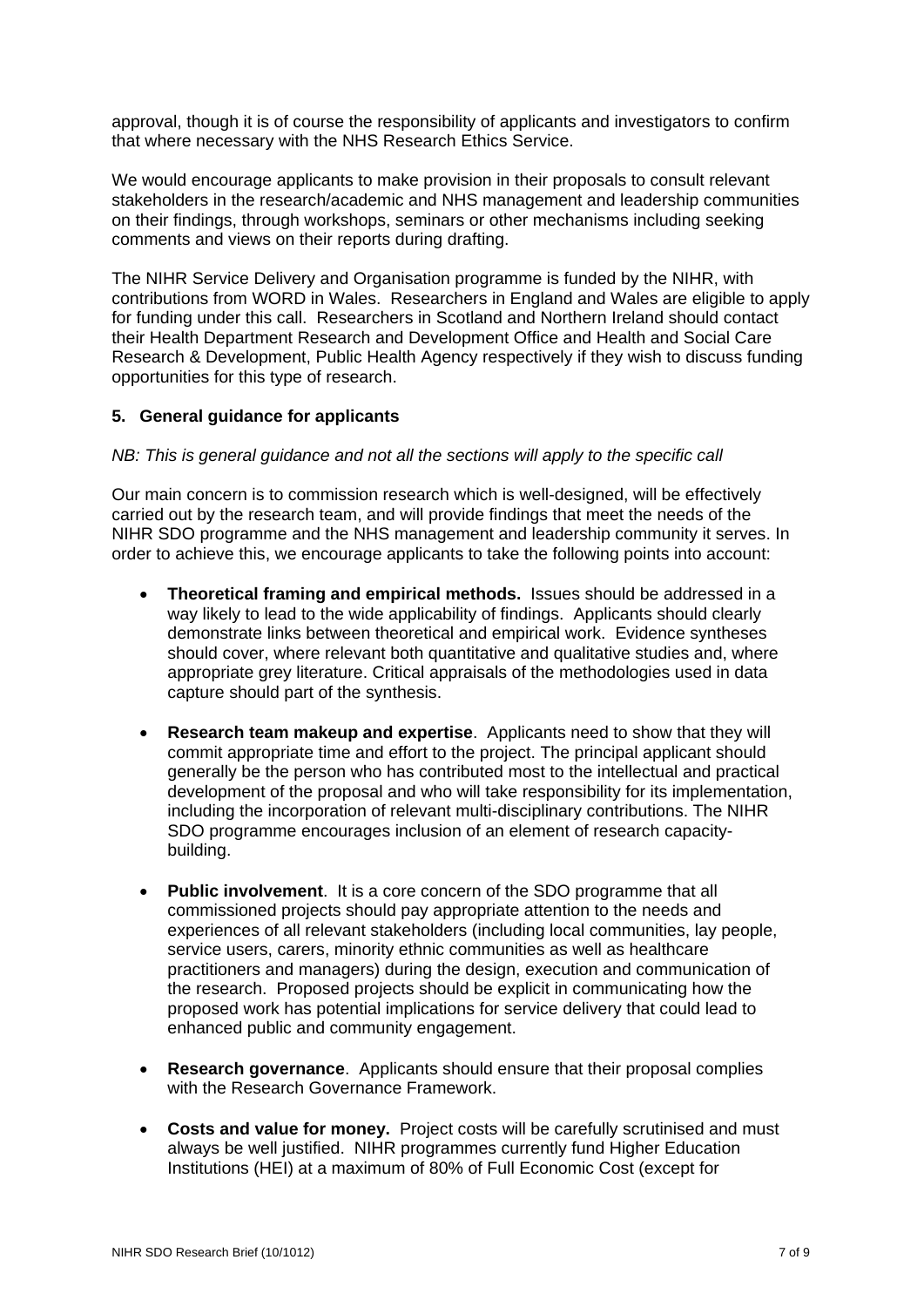approval, though it is of course the responsibility of applicants and investigators to confirm that where necessary with the NHS Research Ethics Service.

We would encourage applicants to make provision in their proposals to consult relevant stakeholders in the research/academic and NHS management and leadership communities on their findings, through workshops, seminars or other mechanisms including seeking comments and views on their reports during drafting.

The NIHR Service Delivery and Organisation programme is funded by the NIHR, with contributions from WORD in Wales. Researchers in England and Wales are eligible to apply for funding under this call. Researchers in Scotland and Northern Ireland should contact their Health Department Research and Development Office and Health and Social Care Research & Development, Public Health Agency respectively if they wish to discuss funding opportunities for this type of research.

## 5. General guidance for applicants

*NB: This is general guidance and not all the sections will apply to the specific call*

Our main concern is to commission research which is well-designed, will be effectively carried out by the research team, and will provide findings that meet the needs of the NIHR SDO programme and the NHS management and leadership community it serves. In order to achieve this, we encourage applicants to take the following points into account:

- **Theoretical framing and empirical methods.** Issues should be addressed in a way likely to lead to the wide applicability of findings. Applicants should clearly demonstrate links between theoretical and empirical work. Evidence syntheses should cover, where relevant both quantitative and qualitative studies and, where appropriate grey literature. Critical appraisals of the methodologies used in data capture should part of the synthesis.

- **Research team makeup and expertise**. Applicants need to show that they will commit appropriate time and effort to the project. The principal applicant should generally be the person who has contributed most to the intellectual and practical development of the proposal and who will take responsibility for its implementation, including the incorporation of relevant multi-disciplinary contributions. The NIHR SDO programme encourages inclusion of an element of research capacity-building.

- **Public involvement**. It is a core concern of the SDO programme that all commissioned projects should pay appropriate attention to the needs and experiences of all relevant stakeholders (including local communities, lay people, service users, carers, minority ethnic communities as well as healthcare practitioners and managers) during the design, execution and communication of the research. Proposed projects should be explicit in communicating how the proposed work has potential implications for service delivery that could lead to enhanced public and community engagement.

- **Research governance**. Applicants should ensure that their proposal complies with the Research Governance Framework.

- **Costs and value for money.** Project costs will be carefully scrutinised and must always be well justified. NIHR programmes currently fund Higher Education Institutions (HEI) at a maximum of 80% of Full Economic Cost (except for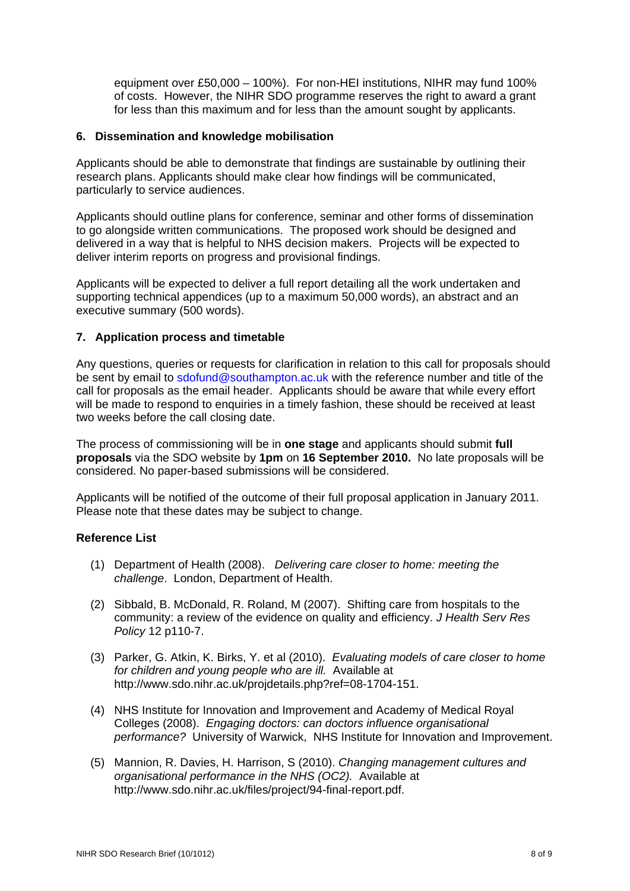equipment over £50,000 – 100%). For non-HEI institutions, NIHR may fund 100% of costs. However, the NIHR SDO programme reserves the right to award a grant for less than this maximum and for less than the amount sought by applicants.

## 6. Dissemination and knowledge mobilisation

Applicants should be able to demonstrate that findings are sustainable by outlining their research plans. Applicants should make clear how findings will be communicated, particularly to service audiences.

Applicants should outline plans for conference, seminar and other forms of dissemination to go alongside written communications. The proposed work should be designed and delivered in a way that is helpful to NHS decision makers. Projects will be expected to deliver interim reports on progress and provisional findings.

Applicants will be expected to deliver a full report detailing all the work undertaken and supporting technical appendices (up to a maximum 50,000 words), an abstract and an executive summary (500 words).

## 7. Application process and timetable

Any questions, queries or requests for clarification in relation to this call for proposals should be sent by email to sdofund@southampton.ac.uk with the reference number and title of the call for proposals as the email header. Applicants should be aware that while every effort will be made to respond to enquiries in a timely fashion, these should be received at least two weeks before the call closing date.

The process of commissioning will be in **one stage** and applicants should submit **full proposals** via the SDO website by **1pm** on **16 September 2010.** No late proposals will be considered. No paper-based submissions will be considered.

Applicants will be notified of the outcome of their full proposal application in January 2011. Please note that these dates may be subject to change.

## Reference List

(1) Department of Health (2008). *Delivering care closer to home: meeting the challenge*. London, Department of Health.

(2) Sibbald, B. McDonald, R. Roland, M (2007). Shifting care from hospitals to the community: a review of the evidence on quality and efficiency. *J Health Serv Res Policy* 12 p110-7.

(3) Parker, G. Atkin, K. Birks, Y. et al (2010). *Evaluating models of care closer to home for children and young people who are ill.* Available at http://www.sdo.nihr.ac.uk/projdetails.php?ref=08-1704-151.

(4) NHS Institute for Innovation and Improvement and Academy of Medical Royal Colleges (2008). *Engaging doctors: can doctors influence organisational performance?* University of Warwick, NHS Institute for Innovation and Improvement.

(5) Mannion, R. Davies, H. Harrison, S (2010). *Changing management cultures and organisational performance in the NHS (OC2).* Available at http://www.sdo.nihr.ac.uk/files/project/94-final-report.pdf.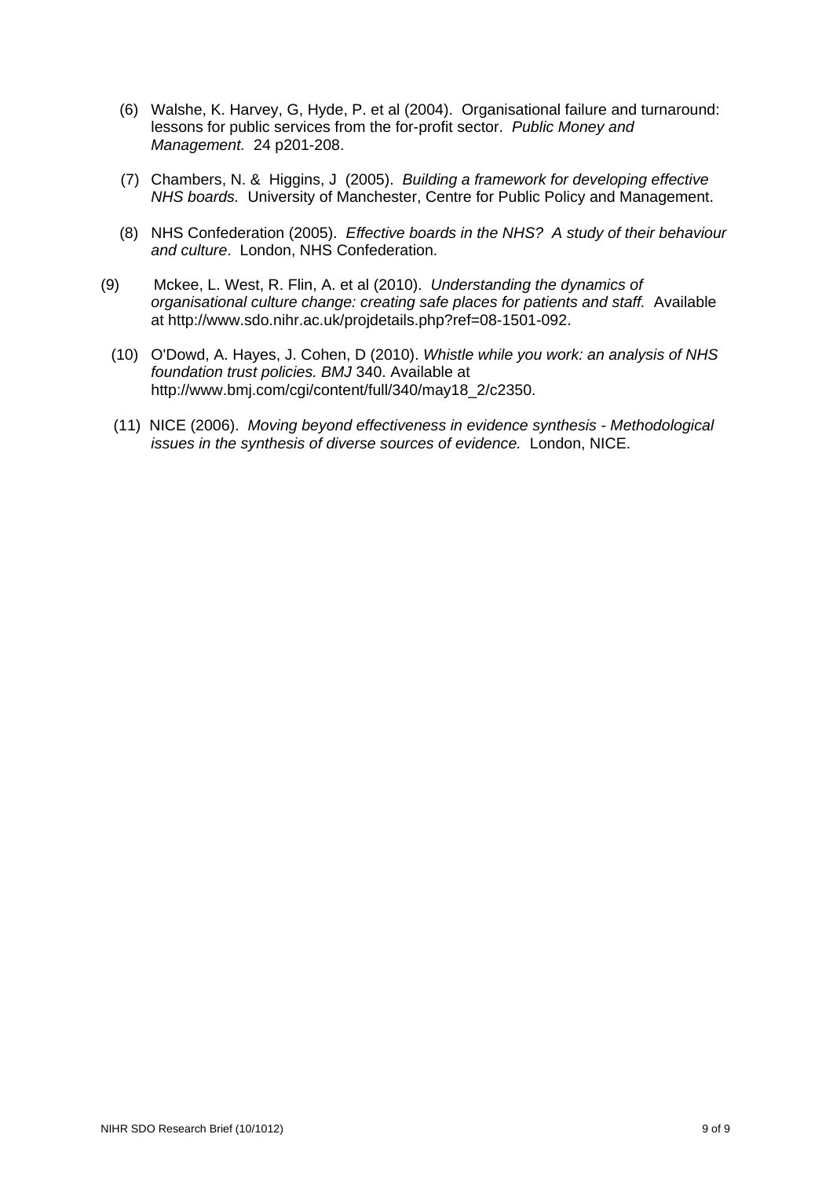(6) Walshe, K. Harvey, G, Hyde, P. et al (2004). Organisational failure and turnaround: lessons for public services from the for-profit sector. *Public Money and Management.* 24 p201-208.

(7) Chambers, N. & Higgins, J (2005). *Building a framework for developing effective NHS boards.* University of Manchester, Centre for Public Policy and Management.

(8) NHS Confederation (2005). *Effective boards in the NHS? A study of their behaviour and culture*. London, NHS Confederation.

(9) Mckee, L. West, R. Flin, A. et al (2010). *Understanding the dynamics of organisational culture change: creating safe places for patients and staff.* Available at http://www.sdo.nihr.ac.uk/projdetails.php?ref=08-1501-092.

(10) O'Dowd, A. Hayes, J. Cohen, D (2010). *Whistle while you work: an analysis of NHS foundation trust policies. BMJ* 340. Available at http://www.bmj.com/cgi/content/full/340/may18_2/c2350.

(11) NICE (2006). *Moving beyond effectiveness in evidence synthesis - Methodological issues in the synthesis of diverse sources of evidence.* London, NICE.